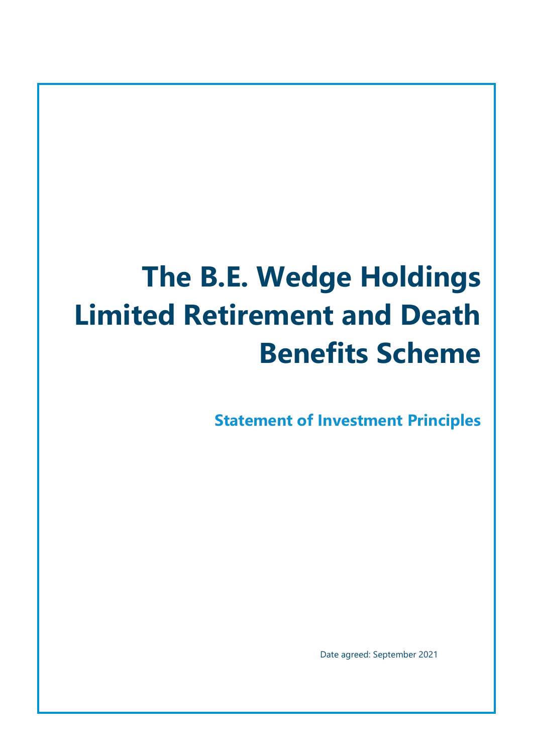# The B.E. Wedge Holdings Limited Retirement and Death Benefits Scheme

## Statement of Investment Principles

Date agreed: September 2021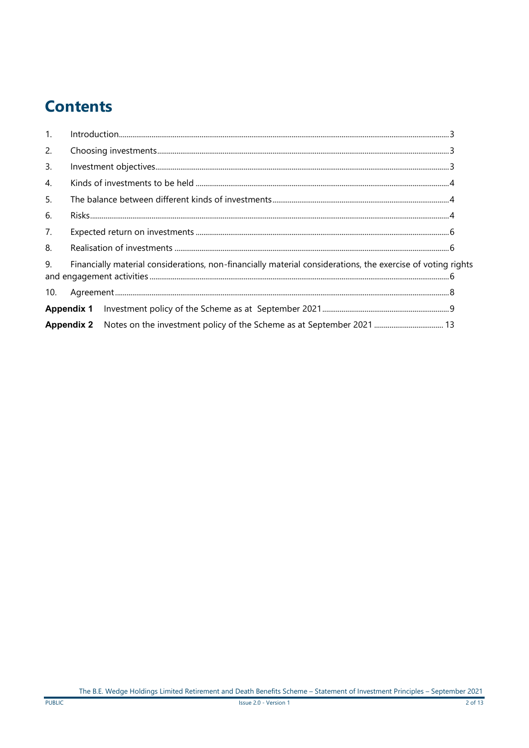# Contents

| | | |
|---|---|---|
| 1. | Introduction | 3 |
| 2. | Choosing investments | 3 |
| 3. | Investment objectives | 3 |
| 4. | Kinds of investments to be held | 4 |
| 5. | The balance between different kinds of investments | 4 |
| 6. | Risks | 4 |
| 7. | Expected return on investments | 6 |
| 8. | Realisation of investments | 6 |
| 9. | Financially material considerations, non-financially material considerations, the exercise of voting rights and engagement activities | 6 |
| 10. | Agreement | 8 |
| **Appendix 1** | Investment policy of the Scheme as at September 2021 | 9 |
| **Appendix 2** | Notes on the investment policy of the Scheme as at September 2021 | 13 |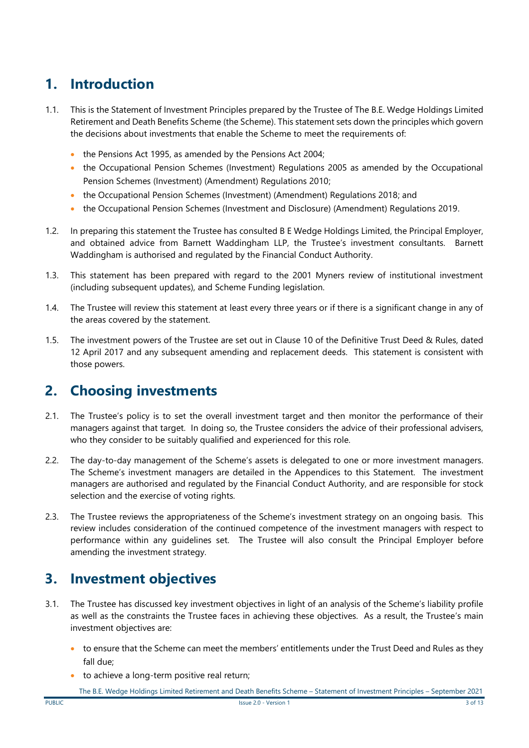# 1. Introduction

1.1. This is the Statement of Investment Principles prepared by the Trustee of The B.E. Wedge Holdings Limited Retirement and Death Benefits Scheme (the Scheme). This statement sets down the principles which govern the decisions about investments that enable the Scheme to meet the requirements of:

- the Pensions Act 1995, as amended by the Pensions Act 2004;
- the Occupational Pension Schemes (Investment) Regulations 2005 as amended by the Occupational Pension Schemes (Investment) (Amendment) Regulations 2010;
- the Occupational Pension Schemes (Investment) (Amendment) Regulations 2018; and
- the Occupational Pension Schemes (Investment and Disclosure) (Amendment) Regulations 2019.

1.2. In preparing this statement the Trustee has consulted B E Wedge Holdings Limited, the Principal Employer, and obtained advice from Barnett Waddingham LLP, the Trustee's investment consultants. Barnett Waddingham is authorised and regulated by the Financial Conduct Authority.

1.3. This statement has been prepared with regard to the 2001 Myners review of institutional investment (including subsequent updates), and Scheme Funding legislation.

1.4. The Trustee will review this statement at least every three years or if there is a significant change in any of the areas covered by the statement.

1.5. The investment powers of the Trustee are set out in Clause 10 of the Definitive Trust Deed & Rules, dated 12 April 2017 and any subsequent amending and replacement deeds. This statement is consistent with those powers.

# 2. Choosing investments

2.1. The Trustee's policy is to set the overall investment target and then monitor the performance of their managers against that target. In doing so, the Trustee considers the advice of their professional advisers, who they consider to be suitably qualified and experienced for this role.

2.2. The day-to-day management of the Scheme's assets is delegated to one or more investment managers. The Scheme's investment managers are detailed in the Appendices to this Statement. The investment managers are authorised and regulated by the Financial Conduct Authority, and are responsible for stock selection and the exercise of voting rights.

2.3. The Trustee reviews the appropriateness of the Scheme's investment strategy on an ongoing basis. This review includes consideration of the continued competence of the investment managers with respect to performance within any guidelines set. The Trustee will also consult the Principal Employer before amending the investment strategy.

# 3. Investment objectives

3.1. The Trustee has discussed key investment objectives in light of an analysis of the Scheme's liability profile as well as the constraints the Trustee faces in achieving these objectives. As a result, the Trustee's main investment objectives are:

- to ensure that the Scheme can meet the members' entitlements under the Trust Deed and Rules as they fall due;
- to achieve a long-term positive real return;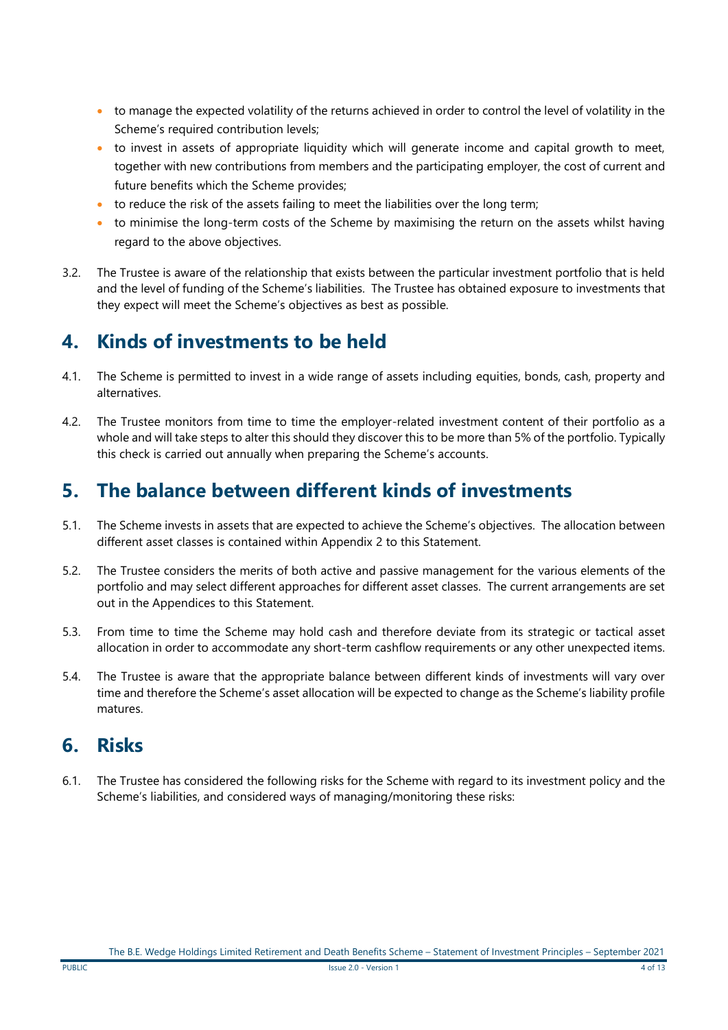- to manage the expected volatility of the returns achieved in order to control the level of volatility in the Scheme's required contribution levels;
- to invest in assets of appropriate liquidity which will generate income and capital growth to meet, together with new contributions from members and the participating employer, the cost of current and future benefits which the Scheme provides;
- to reduce the risk of the assets failing to meet the liabilities over the long term;
- to minimise the long-term costs of the Scheme by maximising the return on the assets whilst having regard to the above objectives.

3.2. The Trustee is aware of the relationship that exists between the particular investment portfolio that is held and the level of funding of the Scheme's liabilities. The Trustee has obtained exposure to investments that they expect will meet the Scheme's objectives as best as possible.

## 4. Kinds of investments to be held

4.1. The Scheme is permitted to invest in a wide range of assets including equities, bonds, cash, property and alternatives.

4.2. The Trustee monitors from time to time the employer-related investment content of their portfolio as a whole and will take steps to alter this should they discover this to be more than 5% of the portfolio. Typically this check is carried out annually when preparing the Scheme's accounts.

## 5. The balance between different kinds of investments

5.1. The Scheme invests in assets that are expected to achieve the Scheme's objectives. The allocation between different asset classes is contained within Appendix 2 to this Statement.

5.2. The Trustee considers the merits of both active and passive management for the various elements of the portfolio and may select different approaches for different asset classes. The current arrangements are set out in the Appendices to this Statement.

5.3. From time to time the Scheme may hold cash and therefore deviate from its strategic or tactical asset allocation in order to accommodate any short-term cashflow requirements or any other unexpected items.

5.4. The Trustee is aware that the appropriate balance between different kinds of investments will vary over time and therefore the Scheme's asset allocation will be expected to change as the Scheme's liability profile matures.

## 6. Risks

6.1. The Trustee has considered the following risks for the Scheme with regard to its investment policy and the Scheme's liabilities, and considered ways of managing/monitoring these risks: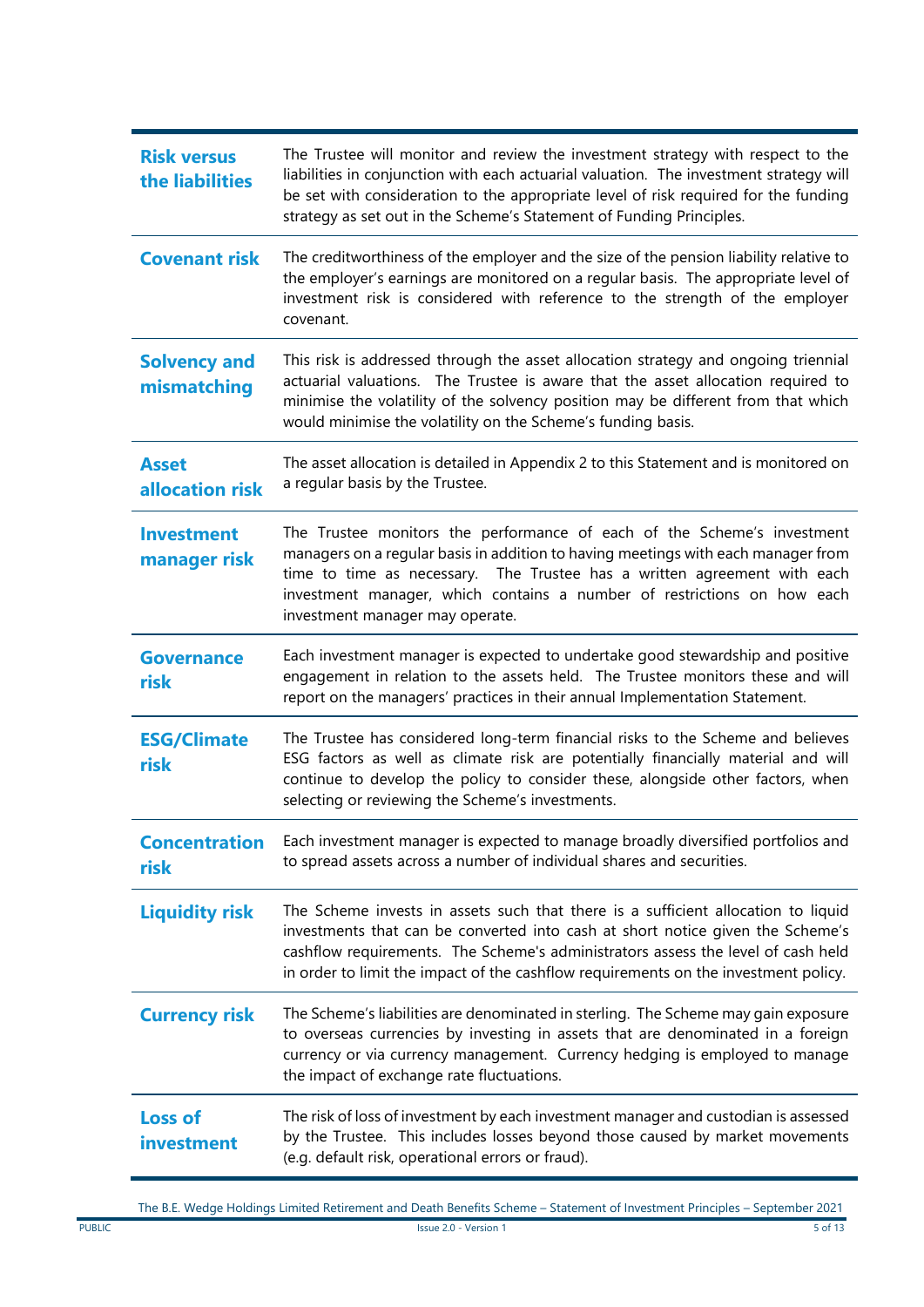| | |
|---|---|
| **Risk versus the liabilities** | The Trustee will monitor and review the investment strategy with respect to the liabilities in conjunction with each actuarial valuation. The investment strategy will be set with consideration to the appropriate level of risk required for the funding strategy as set out in the Scheme's Statement of Funding Principles. |
| **Covenant risk** | The creditworthiness of the employer and the size of the pension liability relative to the employer's earnings are monitored on a regular basis. The appropriate level of investment risk is considered with reference to the strength of the employer covenant. |
| **Solvency and mismatching** | This risk is addressed through the asset allocation strategy and ongoing triennial actuarial valuations. The Trustee is aware that the asset allocation required to minimise the volatility of the solvency position may be different from that which would minimise the volatility on the Scheme's funding basis. |
| **Asset allocation risk** | The asset allocation is detailed in Appendix 2 to this Statement and is monitored on a regular basis by the Trustee. |
| **Investment manager risk** | The Trustee monitors the performance of each of the Scheme's investment managers on a regular basis in addition to having meetings with each manager from time to time as necessary. The Trustee has a written agreement with each investment manager, which contains a number of restrictions on how each investment manager may operate. |
| **Governance risk** | Each investment manager is expected to undertake good stewardship and positive engagement in relation to the assets held. The Trustee monitors these and will report on the managers' practices in their annual Implementation Statement. |
| **ESG/Climate risk** | The Trustee has considered long-term financial risks to the Scheme and believes ESG factors as well as climate risk are potentially financially material and will continue to develop the policy to consider these, alongside other factors, when selecting or reviewing the Scheme's investments. |
| **Concentration risk** | Each investment manager is expected to manage broadly diversified portfolios and to spread assets across a number of individual shares and securities. |
| **Liquidity risk** | The Scheme invests in assets such that there is a sufficient allocation to liquid investments that can be converted into cash at short notice given the Scheme's cashflow requirements. The Scheme's administrators assess the level of cash held in order to limit the impact of the cashflow requirements on the investment policy. |
| **Currency risk** | The Scheme's liabilities are denominated in sterling. The Scheme may gain exposure to overseas currencies by investing in assets that are denominated in a foreign currency or via currency management. Currency hedging is employed to manage the impact of exchange rate fluctuations. |
| **Loss of investment** | The risk of loss of investment by each investment manager and custodian is assessed by the Trustee. This includes losses beyond those caused by market movements (e.g. default risk, operational errors or fraud). |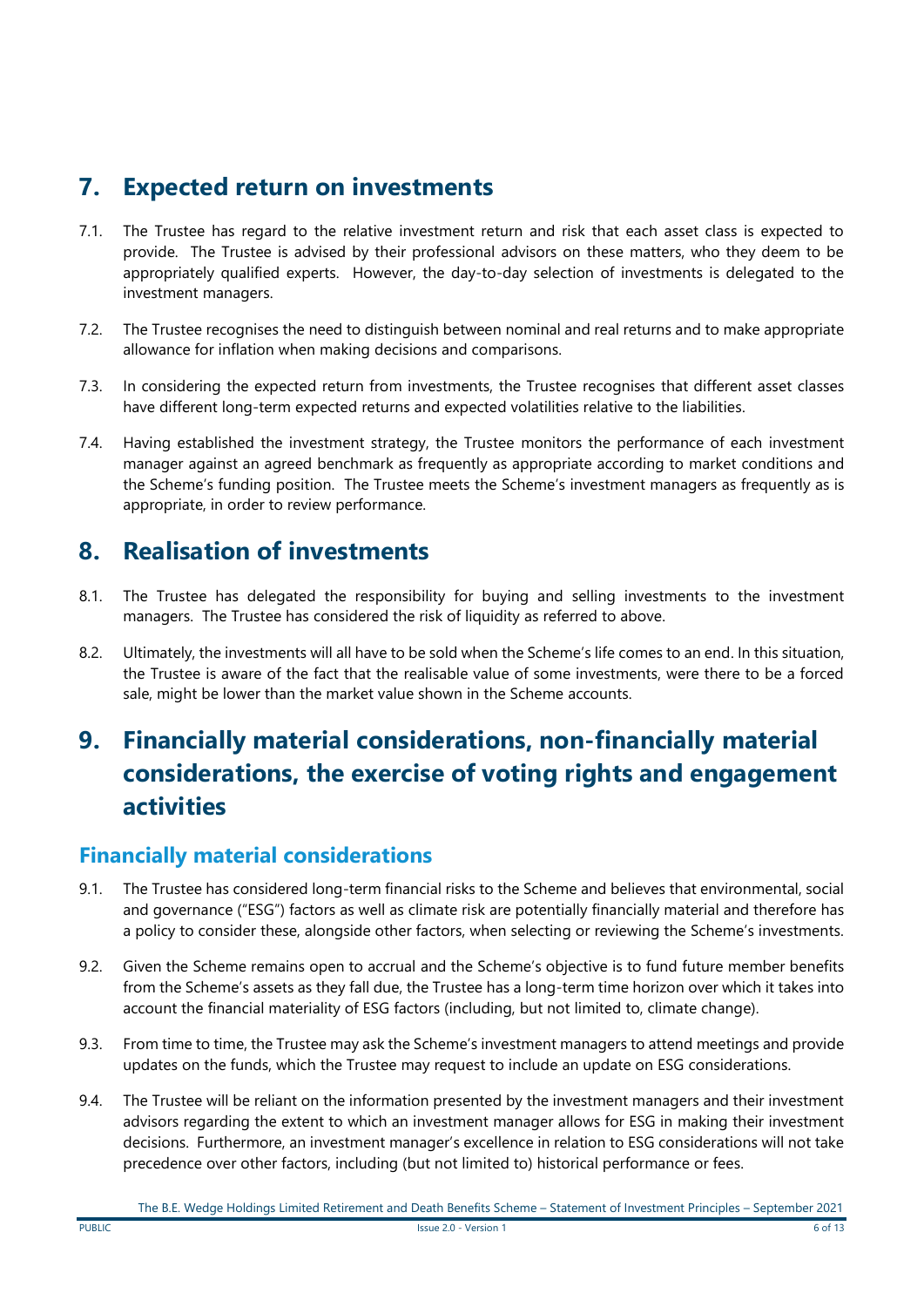## 7. Expected return on investments

7.1. The Trustee has regard to the relative investment return and risk that each asset class is expected to provide. The Trustee is advised by their professional advisors on these matters, who they deem to be appropriately qualified experts. However, the day-to-day selection of investments is delegated to the investment managers.

7.2. The Trustee recognises the need to distinguish between nominal and real returns and to make appropriate allowance for inflation when making decisions and comparisons.

7.3. In considering the expected return from investments, the Trustee recognises that different asset classes have different long-term expected returns and expected volatilities relative to the liabilities.

7.4. Having established the investment strategy, the Trustee monitors the performance of each investment manager against an agreed benchmark as frequently as appropriate according to market conditions and the Scheme's funding position. The Trustee meets the Scheme's investment managers as frequently as is appropriate, in order to review performance.

## 8. Realisation of investments

8.1. The Trustee has delegated the responsibility for buying and selling investments to the investment managers. The Trustee has considered the risk of liquidity as referred to above.

8.2. Ultimately, the investments will all have to be sold when the Scheme's life comes to an end. In this situation, the Trustee is aware of the fact that the realisable value of some investments, were there to be a forced sale, might be lower than the market value shown in the Scheme accounts.

## 9. Financially material considerations, non-financially material considerations, the exercise of voting rights and engagement activities

### Financially material considerations

9.1. The Trustee has considered long-term financial risks to the Scheme and believes that environmental, social and governance ("ESG") factors as well as climate risk are potentially financially material and therefore has a policy to consider these, alongside other factors, when selecting or reviewing the Scheme's investments.

9.2. Given the Scheme remains open to accrual and the Scheme's objective is to fund future member benefits from the Scheme's assets as they fall due, the Trustee has a long-term time horizon over which it takes into account the financial materiality of ESG factors (including, but not limited to, climate change).

9.3. From time to time, the Trustee may ask the Scheme's investment managers to attend meetings and provide updates on the funds, which the Trustee may request to include an update on ESG considerations.

9.4. The Trustee will be reliant on the information presented by the investment managers and their investment advisors regarding the extent to which an investment manager allows for ESG in making their investment decisions. Furthermore, an investment manager's excellence in relation to ESG considerations will not take precedence over other factors, including (but not limited to) historical performance or fees.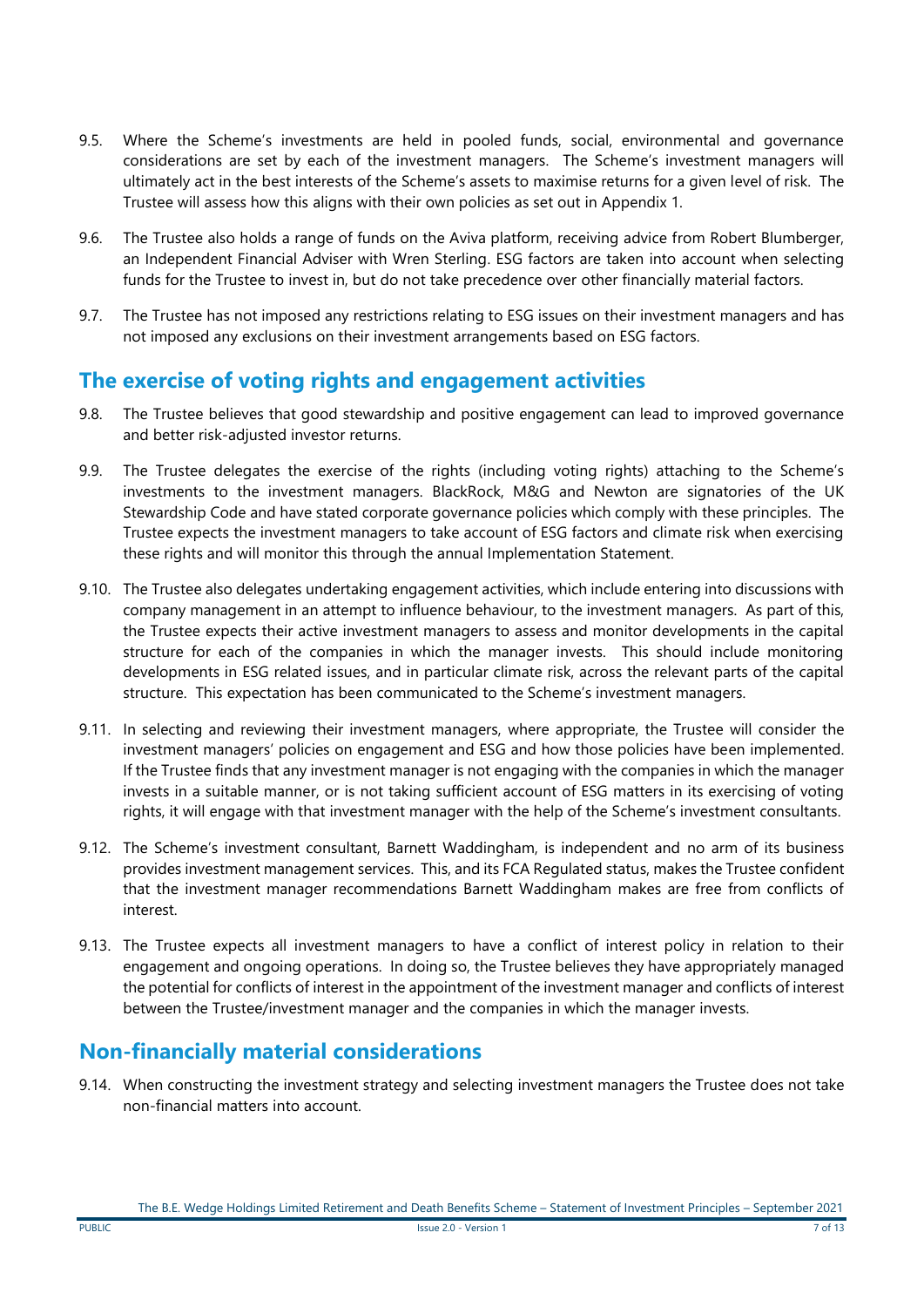9.5. Where the Scheme's investments are held in pooled funds, social, environmental and governance considerations are set by each of the investment managers. The Scheme's investment managers will ultimately act in the best interests of the Scheme's assets to maximise returns for a given level of risk. The Trustee will assess how this aligns with their own policies as set out in Appendix 1.

9.6. The Trustee also holds a range of funds on the Aviva platform, receiving advice from Robert Blumberger, an Independent Financial Adviser with Wren Sterling. ESG factors are taken into account when selecting funds for the Trustee to invest in, but do not take precedence over other financially material factors.

9.7. The Trustee has not imposed any restrictions relating to ESG issues on their investment managers and has not imposed any exclusions on their investment arrangements based on ESG factors.

## The exercise of voting rights and engagement activities

9.8. The Trustee believes that good stewardship and positive engagement can lead to improved governance and better risk-adjusted investor returns.

9.9. The Trustee delegates the exercise of the rights (including voting rights) attaching to the Scheme's investments to the investment managers. BlackRock, M&G and Newton are signatories of the UK Stewardship Code and have stated corporate governance policies which comply with these principles. The Trustee expects the investment managers to take account of ESG factors and climate risk when exercising these rights and will monitor this through the annual Implementation Statement.

9.10. The Trustee also delegates undertaking engagement activities, which include entering into discussions with company management in an attempt to influence behaviour, to the investment managers. As part of this, the Trustee expects their active investment managers to assess and monitor developments in the capital structure for each of the companies in which the manager invests. This should include monitoring developments in ESG related issues, and in particular climate risk, across the relevant parts of the capital structure. This expectation has been communicated to the Scheme's investment managers.

9.11. In selecting and reviewing their investment managers, where appropriate, the Trustee will consider the investment managers' policies on engagement and ESG and how those policies have been implemented. If the Trustee finds that any investment manager is not engaging with the companies in which the manager invests in a suitable manner, or is not taking sufficient account of ESG matters in its exercising of voting rights, it will engage with that investment manager with the help of the Scheme's investment consultants.

9.12. The Scheme's investment consultant, Barnett Waddingham, is independent and no arm of its business provides investment management services. This, and its FCA Regulated status, makes the Trustee confident that the investment manager recommendations Barnett Waddingham makes are free from conflicts of interest.

9.13. The Trustee expects all investment managers to have a conflict of interest policy in relation to their engagement and ongoing operations. In doing so, the Trustee believes they have appropriately managed the potential for conflicts of interest in the appointment of the investment manager and conflicts of interest between the Trustee/investment manager and the companies in which the manager invests.

## Non-financially material considerations

9.14. When constructing the investment strategy and selecting investment managers the Trustee does not take non-financial matters into account.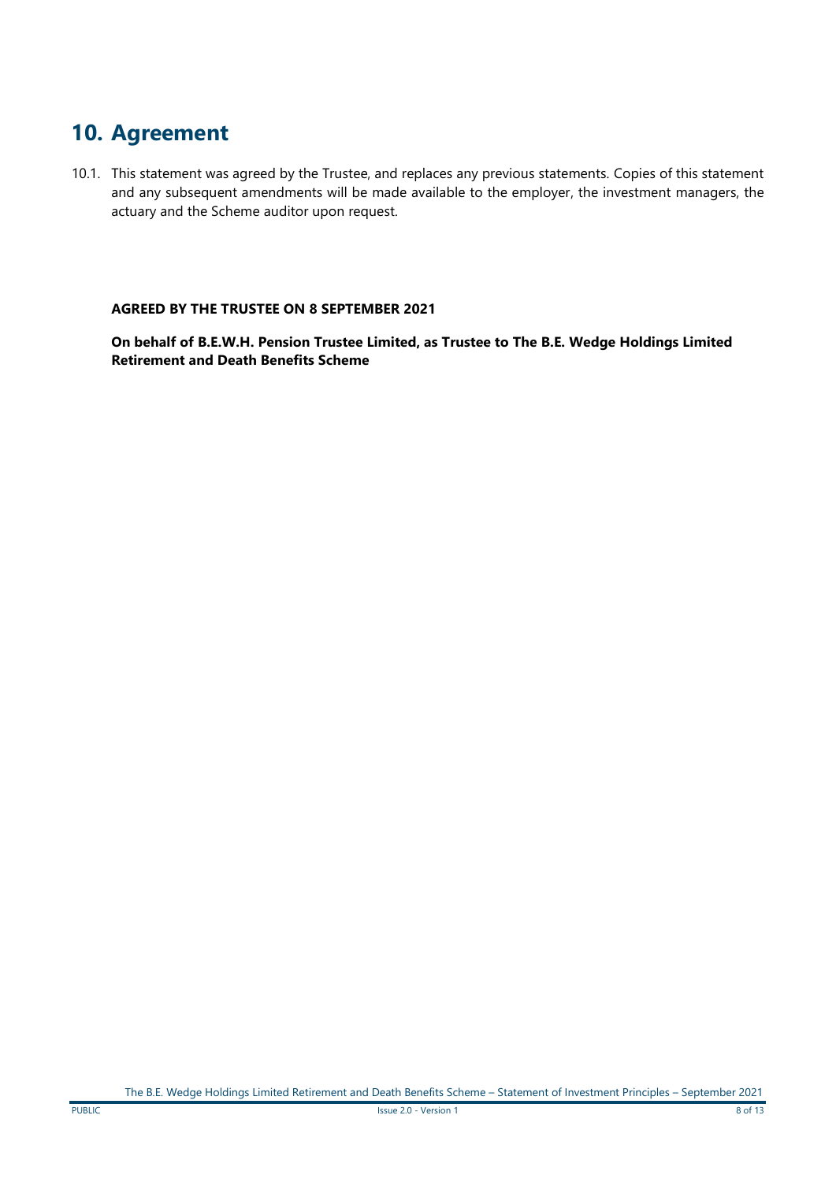# 10. Agreement

10.1. This statement was agreed by the Trustee, and replaces any previous statements. Copies of this statement and any subsequent amendments will be made available to the employer, the investment managers, the actuary and the Scheme auditor upon request.

**AGREED BY THE TRUSTEE ON 8 SEPTEMBER 2021**

**On behalf of B.E.W.H. Pension Trustee Limited, as Trustee to The B.E. Wedge Holdings Limited Retirement and Death Benefits Scheme**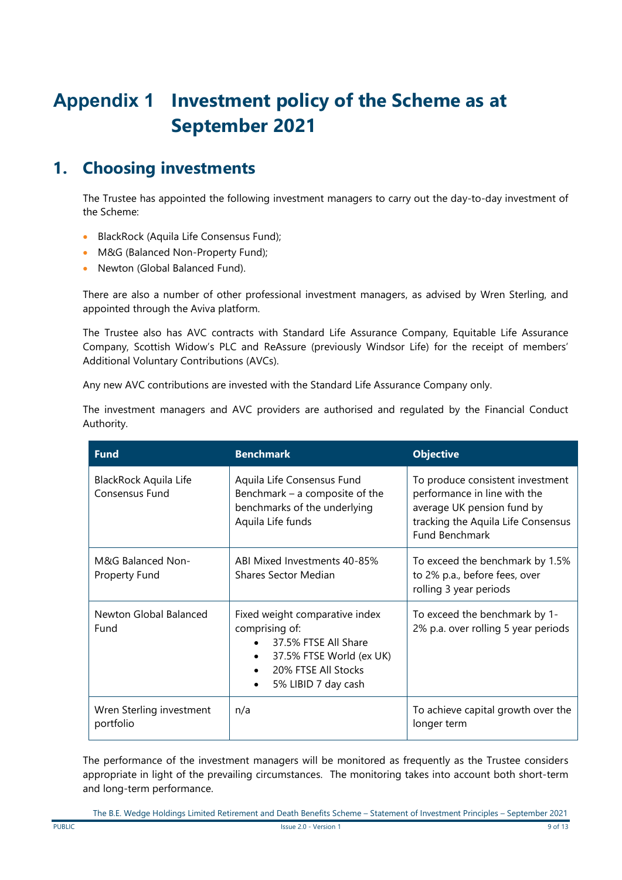# Appendix 1 Investment policy of the Scheme as at September 2021

## 1. Choosing investments

The Trustee has appointed the following investment managers to carry out the day-to-day investment of the Scheme:

- BlackRock (Aquila Life Consensus Fund);
- M&G (Balanced Non-Property Fund);
- Newton (Global Balanced Fund).

There are also a number of other professional investment managers, as advised by Wren Sterling, and appointed through the Aviva platform.

The Trustee also has AVC contracts with Standard Life Assurance Company, Equitable Life Assurance Company, Scottish Widow's PLC and ReAssure (previously Windsor Life) for the receipt of members' Additional Voluntary Contributions (AVCs).

Any new AVC contributions are invested with the Standard Life Assurance Company only.

The investment managers and AVC providers are authorised and regulated by the Financial Conduct Authority.

| Fund | Benchmark | Objective |
|---|---|---|
| BlackRock Aquila Life Consensus Fund | Aquila Life Consensus Fund Benchmark – a composite of the benchmarks of the underlying Aquila Life funds | To produce consistent investment performance in line with the average UK pension fund by tracking the Aquila Life Consensus Fund Benchmark |
| M&G Balanced Non-Property Fund | ABI Mixed Investments 40-85% Shares Sector Median | To exceed the benchmark by 1.5% to 2% p.a., before fees, over rolling 3 year periods |
| Newton Global Balanced Fund | Fixed weight comparative index comprising of: <br>• 37.5% FTSE All Share <br>• 37.5% FTSE World (ex UK) <br>• 20% FTSE All Stocks <br>• 5% LIBID 7 day cash | To exceed the benchmark by 1-2% p.a. over rolling 5 year periods |
| Wren Sterling investment portfolio | n/a | To achieve capital growth over the longer term |

The performance of the investment managers will be monitored as frequently as the Trustee considers appropriate in light of the prevailing circumstances. The monitoring takes into account both short-term and long-term performance.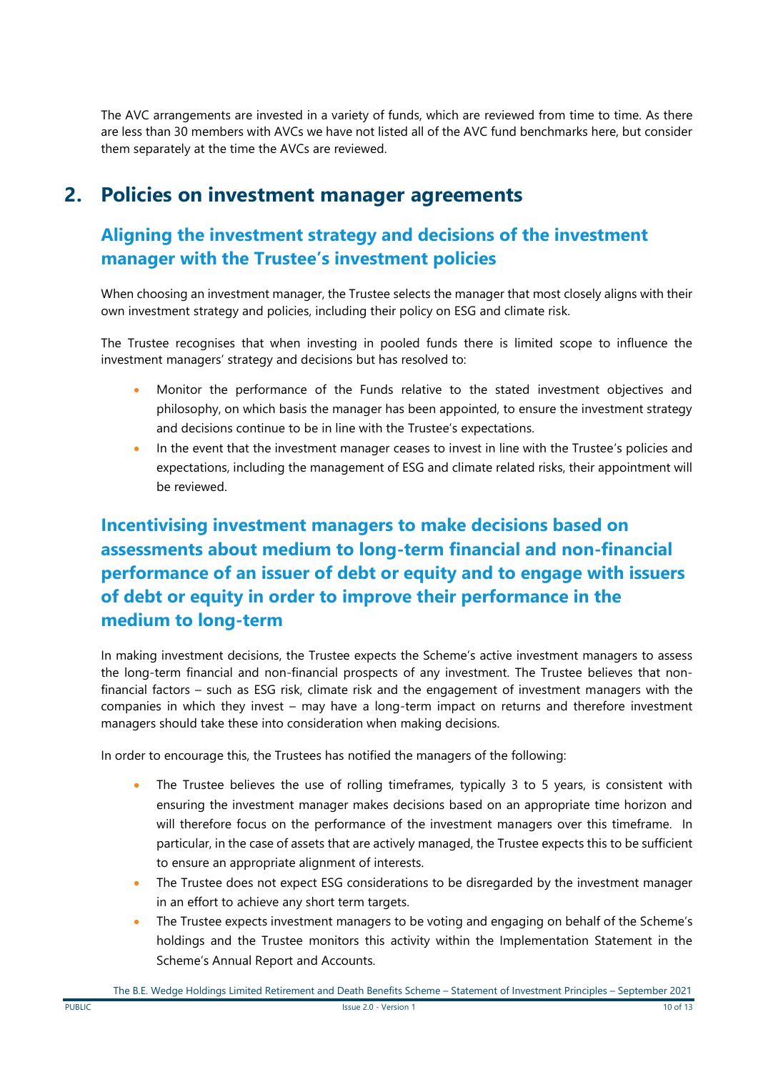The AVC arrangements are invested in a variety of funds, which are reviewed from time to time. As there are less than 30 members with AVCs we have not listed all of the AVC fund benchmarks here, but consider them separately at the time the AVCs are reviewed.

# 2. Policies on investment manager agreements

## Aligning the investment strategy and decisions of the investment manager with the Trustee's investment policies

When choosing an investment manager, the Trustee selects the manager that most closely aligns with their own investment strategy and policies, including their policy on ESG and climate risk.

The Trustee recognises that when investing in pooled funds there is limited scope to influence the investment managers' strategy and decisions but has resolved to:

- Monitor the performance of the Funds relative to the stated investment objectives and philosophy, on which basis the manager has been appointed, to ensure the investment strategy and decisions continue to be in line with the Trustee's expectations.
- In the event that the investment manager ceases to invest in line with the Trustee's policies and expectations, including the management of ESG and climate related risks, their appointment will be reviewed.

## Incentivising investment managers to make decisions based on assessments about medium to long-term financial and non-financial performance of an issuer of debt or equity and to engage with issuers of debt or equity in order to improve their performance in the medium to long-term

In making investment decisions, the Trustee expects the Scheme's active investment managers to assess the long-term financial and non-financial prospects of any investment. The Trustee believes that non-financial factors – such as ESG risk, climate risk and the engagement of investment managers with the companies in which they invest – may have a long-term impact on returns and therefore investment managers should take these into consideration when making decisions.

In order to encourage this, the Trustees has notified the managers of the following:

- The Trustee believes the use of rolling timeframes, typically 3 to 5 years, is consistent with ensuring the investment manager makes decisions based on an appropriate time horizon and will therefore focus on the performance of the investment managers over this timeframe. In particular, in the case of assets that are actively managed, the Trustee expects this to be sufficient to ensure an appropriate alignment of interests.
- The Trustee does not expect ESG considerations to be disregarded by the investment manager in an effort to achieve any short term targets.
- The Trustee expects investment managers to be voting and engaging on behalf of the Scheme's holdings and the Trustee monitors this activity within the Implementation Statement in the Scheme's Annual Report and Accounts.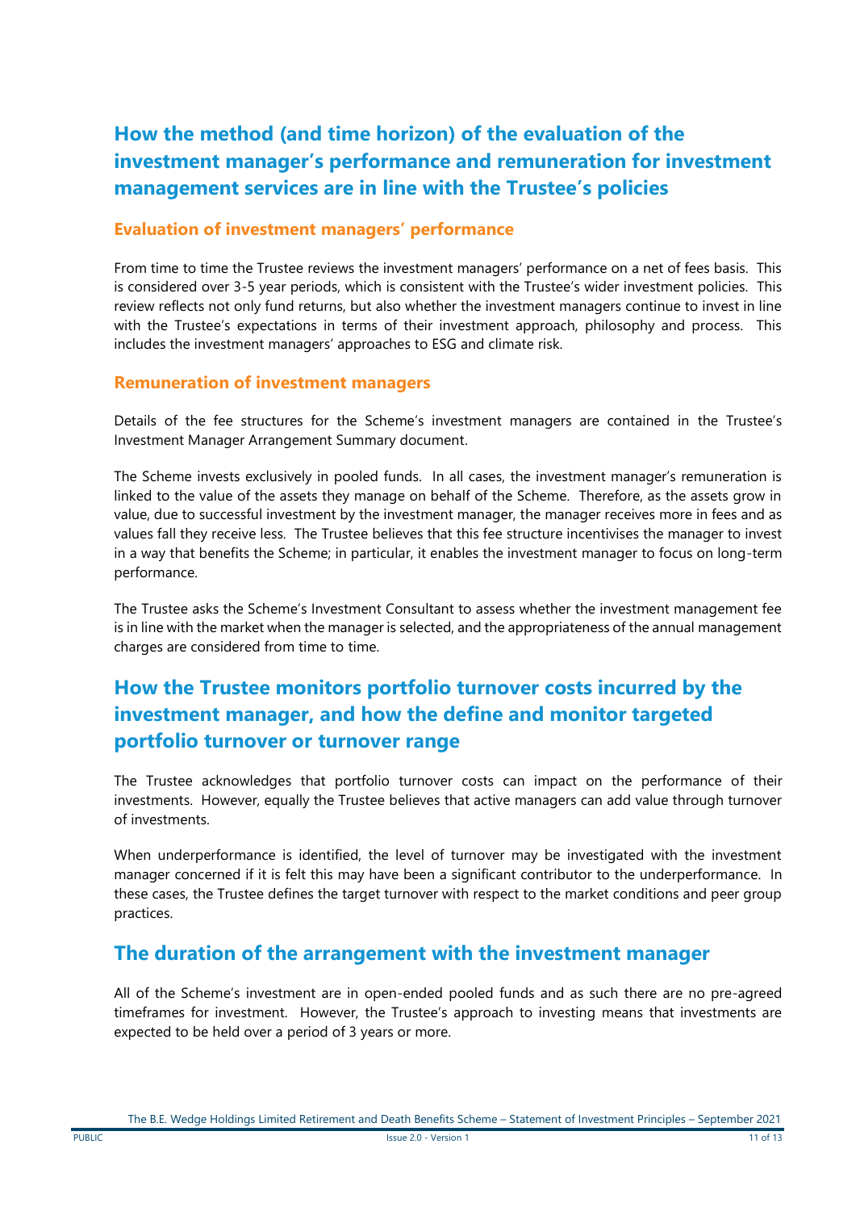## How the method (and time horizon) of the evaluation of the investment manager's performance and remuneration for investment management services are in line with the Trustee's policies

### Evaluation of investment managers' performance

From time to time the Trustee reviews the investment managers' performance on a net of fees basis. This is considered over 3-5 year periods, which is consistent with the Trustee's wider investment policies. This review reflects not only fund returns, but also whether the investment managers continue to invest in line with the Trustee's expectations in terms of their investment approach, philosophy and process. This includes the investment managers' approaches to ESG and climate risk.

### Remuneration of investment managers

Details of the fee structures for the Scheme's investment managers are contained in the Trustee's Investment Manager Arrangement Summary document.

The Scheme invests exclusively in pooled funds. In all cases, the investment manager's remuneration is linked to the value of the assets they manage on behalf of the Scheme. Therefore, as the assets grow in value, due to successful investment by the investment manager, the manager receives more in fees and as values fall they receive less. The Trustee believes that this fee structure incentivises the manager to invest in a way that benefits the Scheme; in particular, it enables the investment manager to focus on long-term performance.

The Trustee asks the Scheme's Investment Consultant to assess whether the investment management fee is in line with the market when the manager is selected, and the appropriateness of the annual management charges are considered from time to time.

## How the Trustee monitors portfolio turnover costs incurred by the investment manager, and how the define and monitor targeted portfolio turnover or turnover range

The Trustee acknowledges that portfolio turnover costs can impact on the performance of their investments. However, equally the Trustee believes that active managers can add value through turnover of investments.

When underperformance is identified, the level of turnover may be investigated with the investment manager concerned if it is felt this may have been a significant contributor to the underperformance. In these cases, the Trustee defines the target turnover with respect to the market conditions and peer group practices.

## The duration of the arrangement with the investment manager

All of the Scheme's investment are in open-ended pooled funds and as such there are no pre-agreed timeframes for investment. However, the Trustee's approach to investing means that investments are expected to be held over a period of 3 years or more.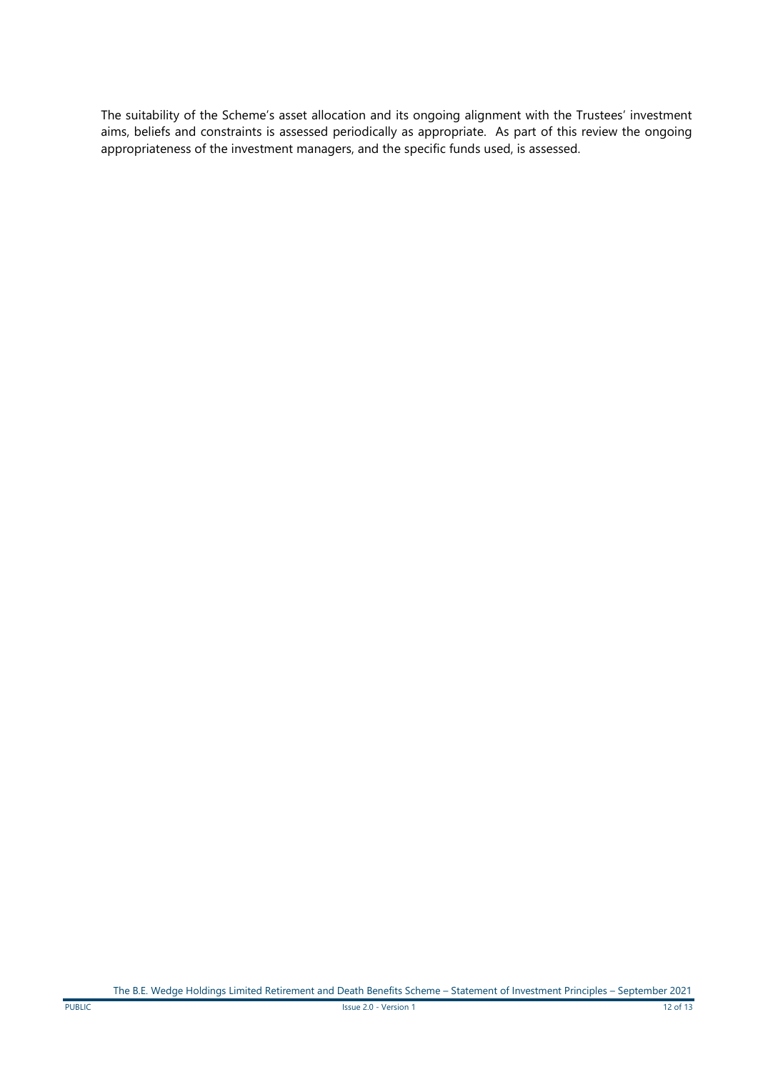The suitability of the Scheme's asset allocation and its ongoing alignment with the Trustees' investment aims, beliefs and constraints is assessed periodically as appropriate. As part of this review the ongoing appropriateness of the investment managers, and the specific funds used, is assessed.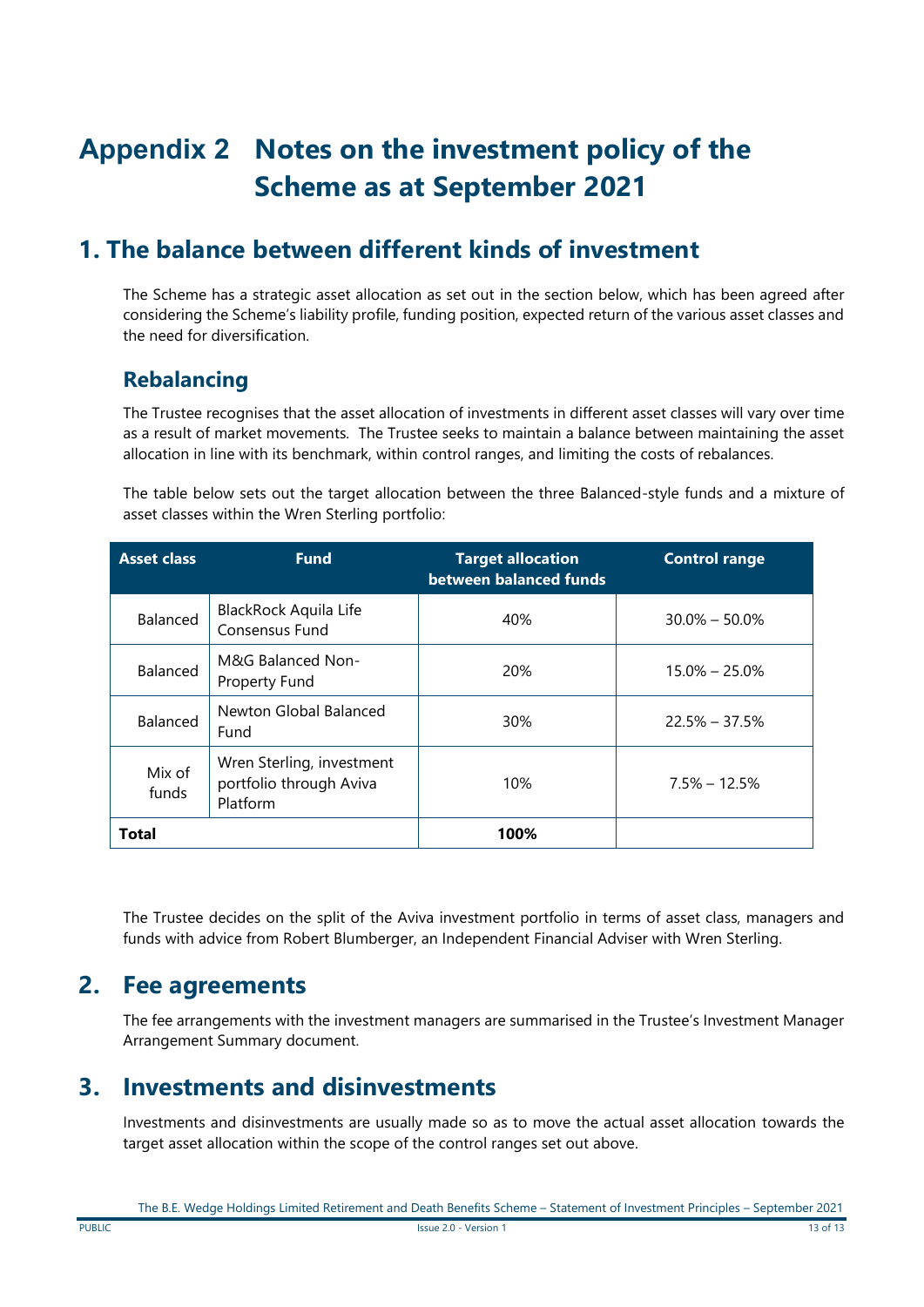# Appendix 2 Notes on the investment policy of the Scheme as at September 2021

## 1. The balance between different kinds of investment

The Scheme has a strategic asset allocation as set out in the section below, which has been agreed after considering the Scheme's liability profile, funding position, expected return of the various asset classes and the need for diversification.

### Rebalancing

The Trustee recognises that the asset allocation of investments in different asset classes will vary over time as a result of market movements. The Trustee seeks to maintain a balance between maintaining the asset allocation in line with its benchmark, within control ranges, and limiting the costs of rebalances.

The table below sets out the target allocation between the three Balanced-style funds and a mixture of asset classes within the Wren Sterling portfolio:

| Asset class | Fund | Target allocation between balanced funds | Control range |
|---|---|---|---|
| Balanced | BlackRock Aquila Life Consensus Fund | 40% | 30.0% – 50.0% |
| Balanced | M&G Balanced Non-Property Fund | 20% | 15.0% – 25.0% |
| Balanced | Newton Global Balanced Fund | 30% | 22.5% – 37.5% |
| Mix of funds | Wren Sterling, investment portfolio through Aviva Platform | 10% | 7.5% – 12.5% |
| **Total** | | **100%** | |

The Trustee decides on the split of the Aviva investment portfolio in terms of asset class, managers and funds with advice from Robert Blumberger, an Independent Financial Adviser with Wren Sterling.

## 2. Fee agreements

The fee arrangements with the investment managers are summarised in the Trustee's Investment Manager Arrangement Summary document.

## 3. Investments and disinvestments

Investments and disinvestments are usually made so as to move the actual asset allocation towards the target asset allocation within the scope of the control ranges set out above.